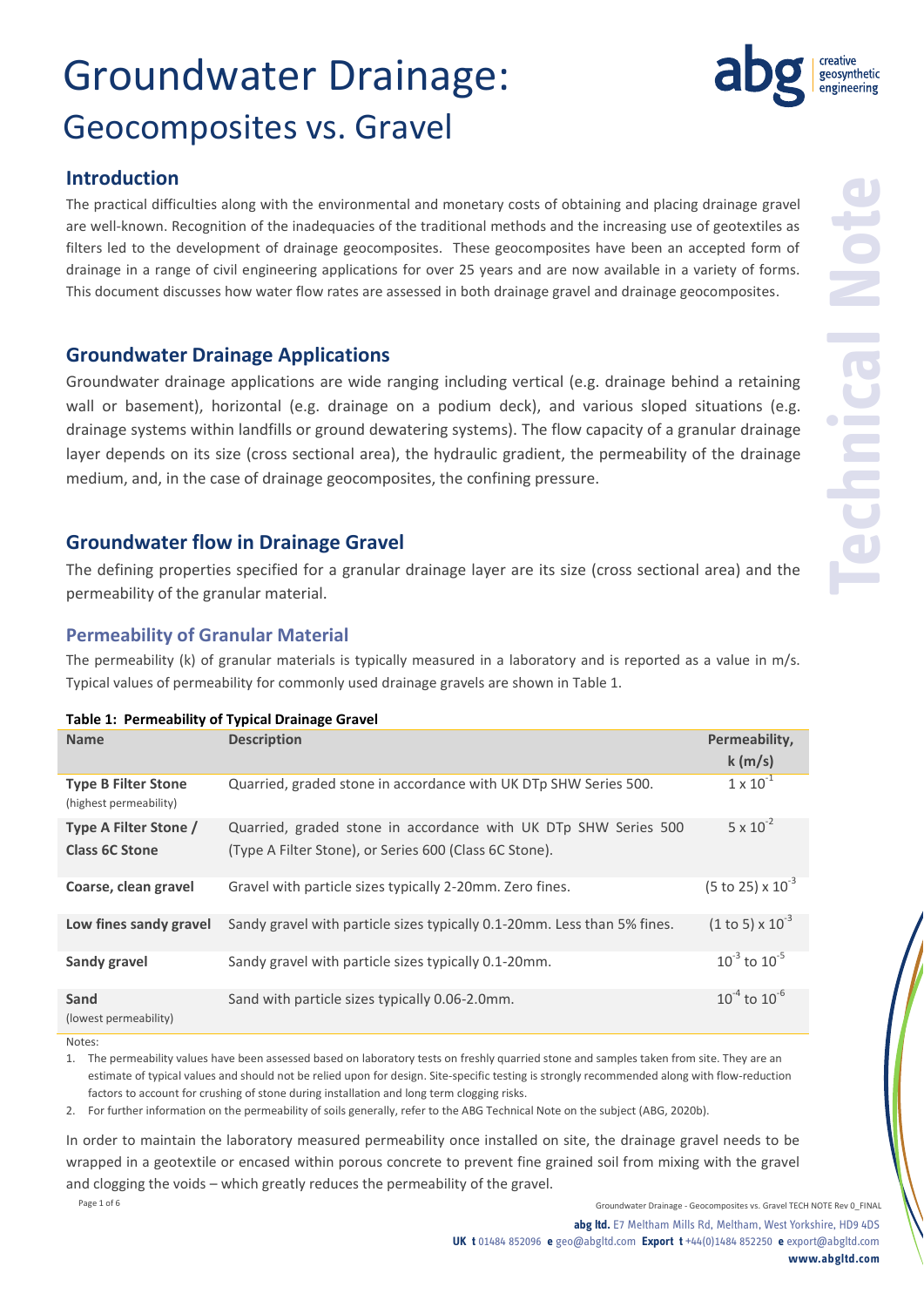# Groundwater Drainage:
## Geocomposites vs. Gravel

## Introduction

The practical difficulties along with the environmental and monetary costs of obtaining and placing drainage gravel are well-known. Recognition of the inadequacies of the traditional methods and the increasing use of geotextiles as filters led to the development of drainage geocomposites. These geocomposites have been an accepted form of drainage in a range of civil engineering applications for over 25 years and are now available in a variety of forms. This document discusses how water flow rates are assessed in both drainage gravel and drainage geocomposites.

## Groundwater Drainage Applications

Groundwater drainage applications are wide ranging including vertical (e.g. drainage behind a retaining wall or basement), horizontal (e.g. drainage on a podium deck), and various sloped situations (e.g. drainage systems within landfills or ground dewatering systems). The flow capacity of a granular drainage layer depends on its size (cross sectional area), the hydraulic gradient, the permeability of the drainage medium, and, in the case of drainage geocomposites, the confining pressure.

## Groundwater flow in Drainage Gravel

The defining properties specified for a granular drainage layer are its size (cross sectional area) and the permeability of the granular material.

### Permeability of Granular Material

The permeability (k) of granular materials is typically measured in a laboratory and is reported as a value in m/s. Typical values of permeability for commonly used drainage gravels are shown in Table 1.

**Table 1: Permeability of Typical Drainage Gravel**

| Name | Description | Permeability, k (m/s) |
|---|---|---|
| **Type B Filter Stone** (highest permeability) | Quarried, graded stone in accordance with UK DTp SHW Series 500. | $1 \times 10^{-1}$ |
| **Type A Filter Stone / Class 6C Stone** | Quarried, graded stone in accordance with UK DTp SHW Series 500 (Type A Filter Stone), or Series 600 (Class 6C Stone). | $5 \times 10^{-2}$ |
| **Coarse, clean gravel** | Gravel with particle sizes typically 2-20mm. Zero fines. | $(5 \text{ to } 25) \times 10^{-3}$ |
| **Low fines sandy gravel** | Sandy gravel with particle sizes typically 0.1-20mm. Less than 5% fines. | $(1 \text{ to } 5) \times 10^{-3}$ |
| **Sandy gravel** | Sandy gravel with particle sizes typically 0.1-20mm. | $10^{-3}$ to $10^{-5}$ |
| **Sand** (lowest permeability) | Sand with particle sizes typically 0.06-2.0mm. | $10^{-4}$ to $10^{-6}$ |

Notes:

1. The permeability values have been assessed based on laboratory tests on freshly quarried stone and samples taken from site. They are an estimate of typical values and should not be relied upon for design. Site-specific testing is strongly recommended along with flow-reduction factors to account for crushing of stone during installation and long term clogging risks.
2. For further information on the permeability of soils generally, refer to the ABG Technical Note on the subject (ABG, 2020b).

In order to maintain the laboratory measured permeability once installed on site, the drainage gravel needs to be wrapped in a geotextile or encased within porous concrete to prevent fine grained soil from mixing with the gravel and clogging the voids – which greatly reduces the permeability of the gravel.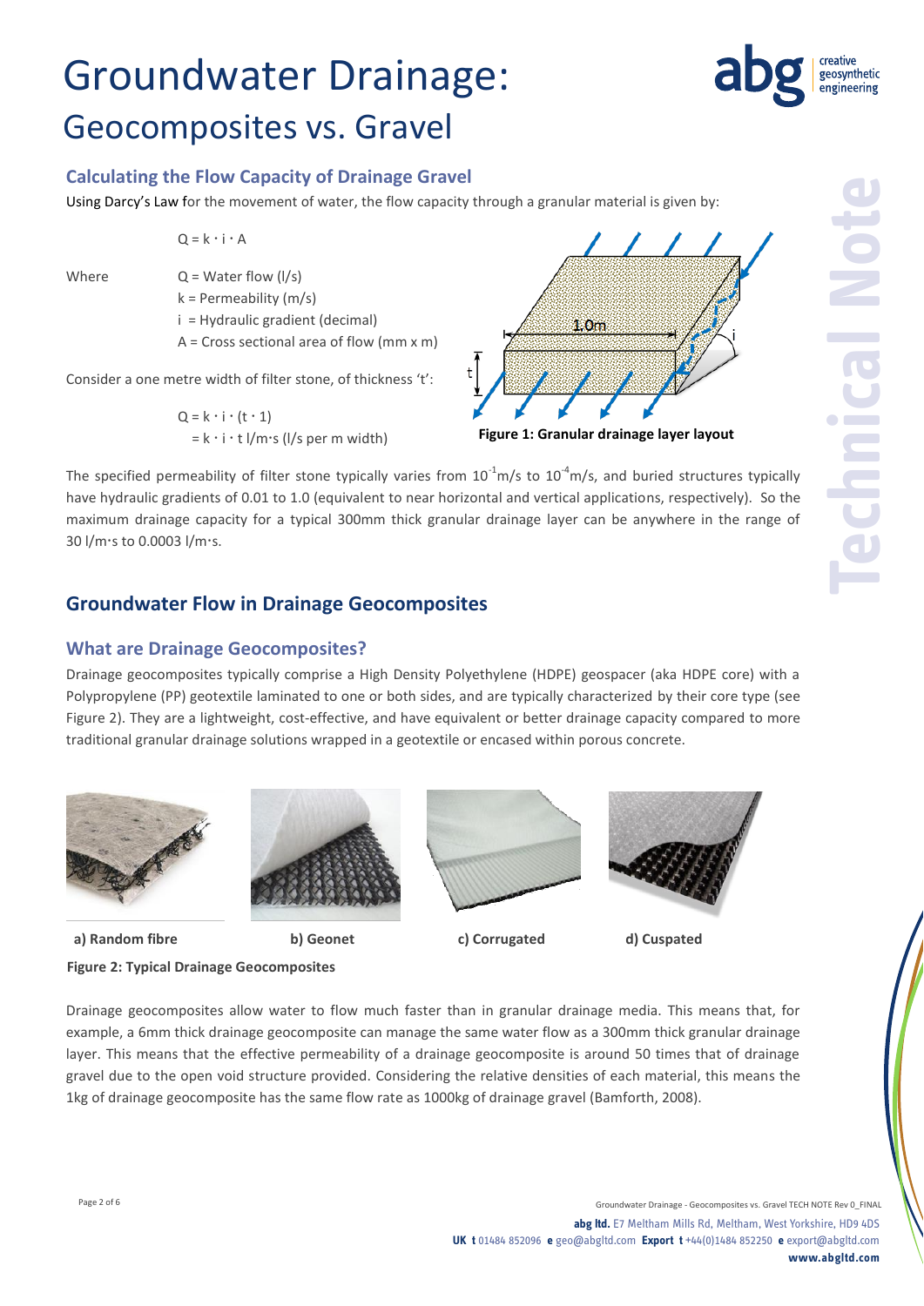# Groundwater Drainage:

## Geocomposites vs. Gravel

### Calculating the Flow Capacity of Drainage Gravel

Using Darcy's Law for the movement of water, the flow capacity through a granular material is given by:

$$Q = k \cdot i \cdot A$$

Where
- $Q$ = Water flow (l/s)
- $k$ = Permeability (m/s)
- $i$ = Hydraulic gradient (decimal)
- $A$ = Cross sectional area of flow (mm x m)

Consider a one metre width of filter stone, of thickness 't':

$$Q = k \cdot i \cdot (t \cdot 1)$$
$$= k \cdot i \cdot t \text{ l/m·s (l/s per m width)}$$

**Figure 1: Granular drainage layer layout**

The specified permeability of filter stone typically varies from $10^{-1}$m/s to $10^{-4}$m/s, and buried structures typically have hydraulic gradients of 0.01 to 1.0 (equivalent to near horizontal and vertical applications, respectively). So the maximum drainage capacity for a typical 300mm thick granular drainage layer can be anywhere in the range of 30 l/m·s to 0.0003 l/m·s.

## Groundwater Flow in Drainage Geocomposites

### What are Drainage Geocomposites?

Drainage geocomposites typically comprise a High Density Polyethylene (HDPE) geospacer (aka HDPE core) with a Polypropylene (PP) geotextile laminated to one or both sides, and are typically characterized by their core type (see Figure 2). They are a lightweight, cost-effective, and have equivalent or better drainage capacity compared to more traditional granular drainage solutions wrapped in a geotextile or encased within porous concrete.

**a) Random fibre** **b) Geonet** **c) Corrugated** **d) Cuspated**

**Figure 2: Typical Drainage Geocomposites**

Drainage geocomposites allow water to flow much faster than in granular drainage media. This means that, for example, a 6mm thick drainage geocomposite can manage the same water flow as a 300mm thick granular drainage layer. This means that the effective permeability of a drainage geocomposite is around 50 times that of drainage gravel due to the open void structure provided. Considering the relative densities of each material, this means the 1kg of drainage geocomposite has the same flow rate as 1000kg of drainage gravel (Bamforth, 2008).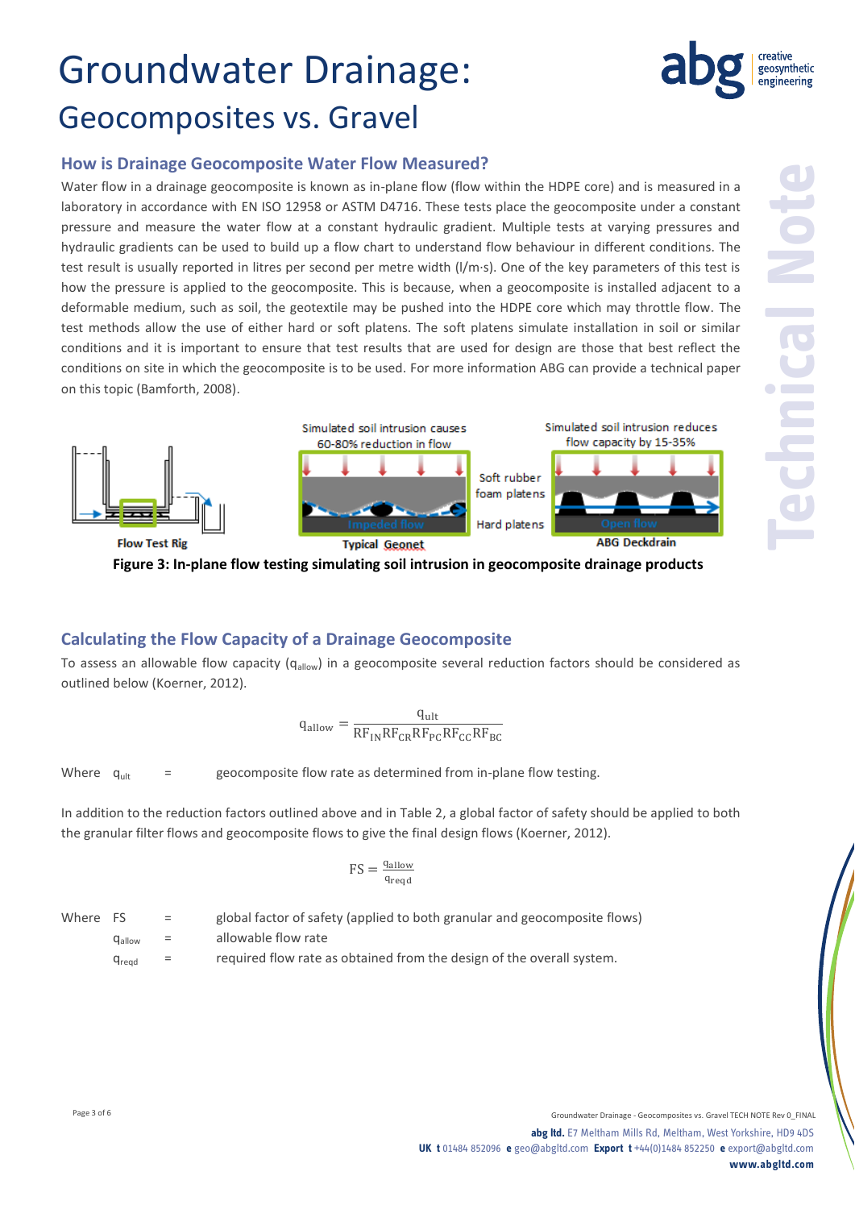# Groundwater Drainage:

## Geocomposites vs. Gravel

### How is Drainage Geocomposite Water Flow Measured?

Water flow in a drainage geocomposite is known as in-plane flow (flow within the HDPE core) and is measured in a laboratory in accordance with EN ISO 12958 or ASTM D4716. These tests place the geocomposite under a constant pressure and measure the water flow at a constant hydraulic gradient. Multiple tests at varying pressures and hydraulic gradients can be used to build up a flow chart to understand flow behaviour in different conditions. The test result is usually reported in litres per second per metre width (l/m·s). One of the key parameters of this test is how the pressure is applied to the geocomposite. This is because, when a geocomposite is installed adjacent to a deformable medium, such as soil, the geotextile may be pushed into the HDPE core which may throttle flow. The test methods allow the use of either hard or soft platens. The soft platens simulate installation in soil or similar conditions and it is important to ensure that test results that are used for design are those that best reflect the conditions on site in which the geocomposite is to be used. For more information ABG can provide a technical paper on this topic (Bamforth, 2008).

Flow Test Rig | Simulated soil intrusion causes 60-80% reduction in flow — Impeded flow — Typical Geonet | Soft rubber foam platens / Hard platens | Simulated soil intrusion reduces flow capacity by 15-35% — Open flow — ABG Deckdrain

**Figure 3: In-plane flow testing simulating soil intrusion in geocomposite drainage products**

### Calculating the Flow Capacity of a Drainage Geocomposite

To assess an allowable flow capacity ($q_{allow}$) in a geocomposite several reduction factors should be considered as outlined below (Koerner, 2012).

$$q_{allow} = \frac{q_{ult}}{RF_{IN} RF_{CR} RF_{PC} RF_{CC} RF_{BC}}$$

Where $q_{ult}$ = geocomposite flow rate as determined from in-plane flow testing.

In addition to the reduction factors outlined above and in Table 2, a global factor of safety should be applied to both the granular filter flows and geocomposite flows to give the final design flows (Koerner, 2012).

$$FS = \frac{q_{allow}}{q_{reqd}}$$

Where FS = global factor of safety (applied to both granular and geocomposite flows)

$q_{allow}$ = allowable flow rate

$q_{reqd}$ = required flow rate as obtained from the design of the overall system.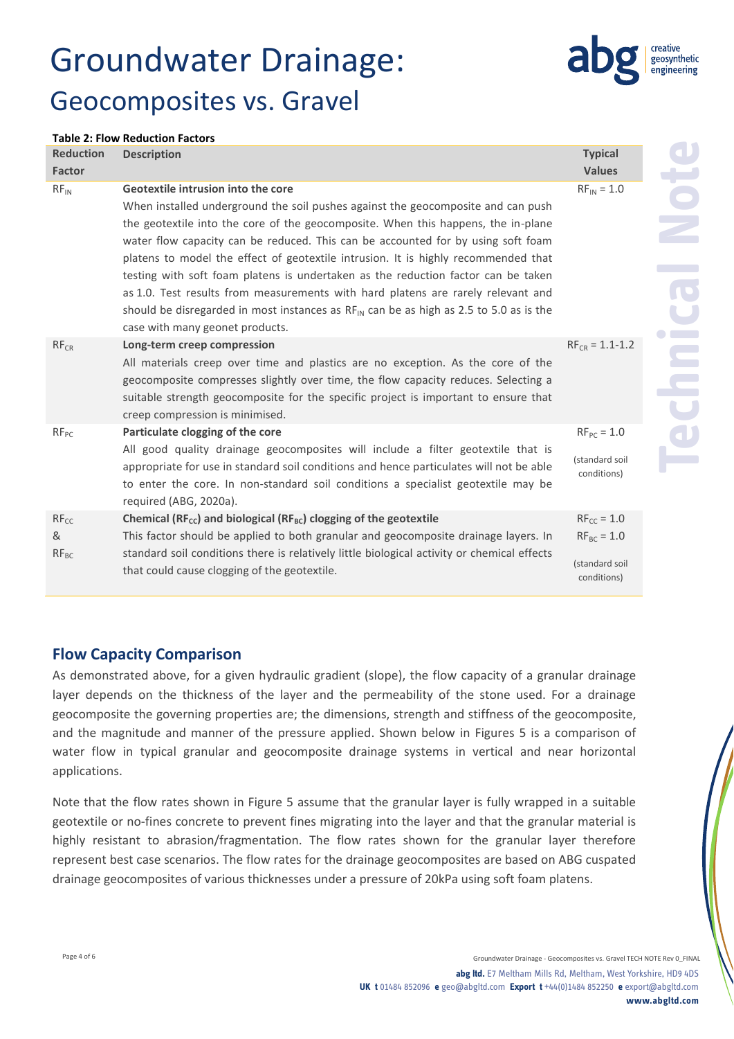# Groundwater Drainage:
## Geocomposites vs. Gravel

**Table 2: Flow Reduction Factors**

| Reduction Factor | Description | Typical Values |
|---|---|---|
| $RF_{IN}$ | **Geotextile intrusion into the core** When installed underground the soil pushes against the geocomposite and can push the geotextile into the core of the geocomposite. When this happens, the in-plane water flow capacity can be reduced. This can be accounted for by using soft foam platens to model the effect of geotextile intrusion. It is highly recommended that testing with soft foam platens is undertaken as the reduction factor can be taken as 1.0. Test results from measurements with hard platens are rarely relevant and should be disregarded in most instances as $RF_{IN}$ can be as high as 2.5 to 5.0 as is the case with many geonet products. | $RF_{IN} = 1.0$ |
| $RF_{CR}$ | **Long-term creep compression** All materials creep over time and plastics are no exception. As the core of the geocomposite compresses slightly over time, the flow capacity reduces. Selecting a suitable strength geocomposite for the specific project is important to ensure that creep compression is minimised. | $RF_{CR} = 1.1\text{-}1.2$ |
| $RF_{PC}$ | **Particulate clogging of the core** All good quality drainage geocomposites will include a filter geotextile that is appropriate for use in standard soil conditions and hence particulates will not be able to enter the core. In non-standard soil conditions a specialist geotextile may be required (ABG, 2020a). | $RF_{PC} = 1.0$ (standard soil conditions) |
| $RF_{CC}$ & $RF_{BC}$ | **Chemical ($RF_{CC}$) and biological ($RF_{BC}$) clogging of the geotextile** This factor should be applied to both granular and geocomposite drainage layers. In standard soil conditions there is relatively little biological activity or chemical effects that could cause clogging of the geotextile. | $RF_{CC} = 1.0$ $RF_{BC} = 1.0$ (standard soil conditions) |

## Flow Capacity Comparison

As demonstrated above, for a given hydraulic gradient (slope), the flow capacity of a granular drainage layer depends on the thickness of the layer and the permeability of the stone used. For a drainage geocomposite the governing properties are; the dimensions, strength and stiffness of the geocomposite, and the magnitude and manner of the pressure applied. Shown below in Figures 5 is a comparison of water flow in typical granular and geocomposite drainage systems in vertical and near horizontal applications.

Note that the flow rates shown in Figure 5 assume that the granular layer is fully wrapped in a suitable geotextile or no-fines concrete to prevent fines migrating into the layer and that the granular material is highly resistant to abrasion/fragmentation. The flow rates shown for the granular layer therefore represent best case scenarios. The flow rates for the drainage geocomposites are based on ABG cuspated drainage geocomposites of various thicknesses under a pressure of 20kPa using soft foam platens.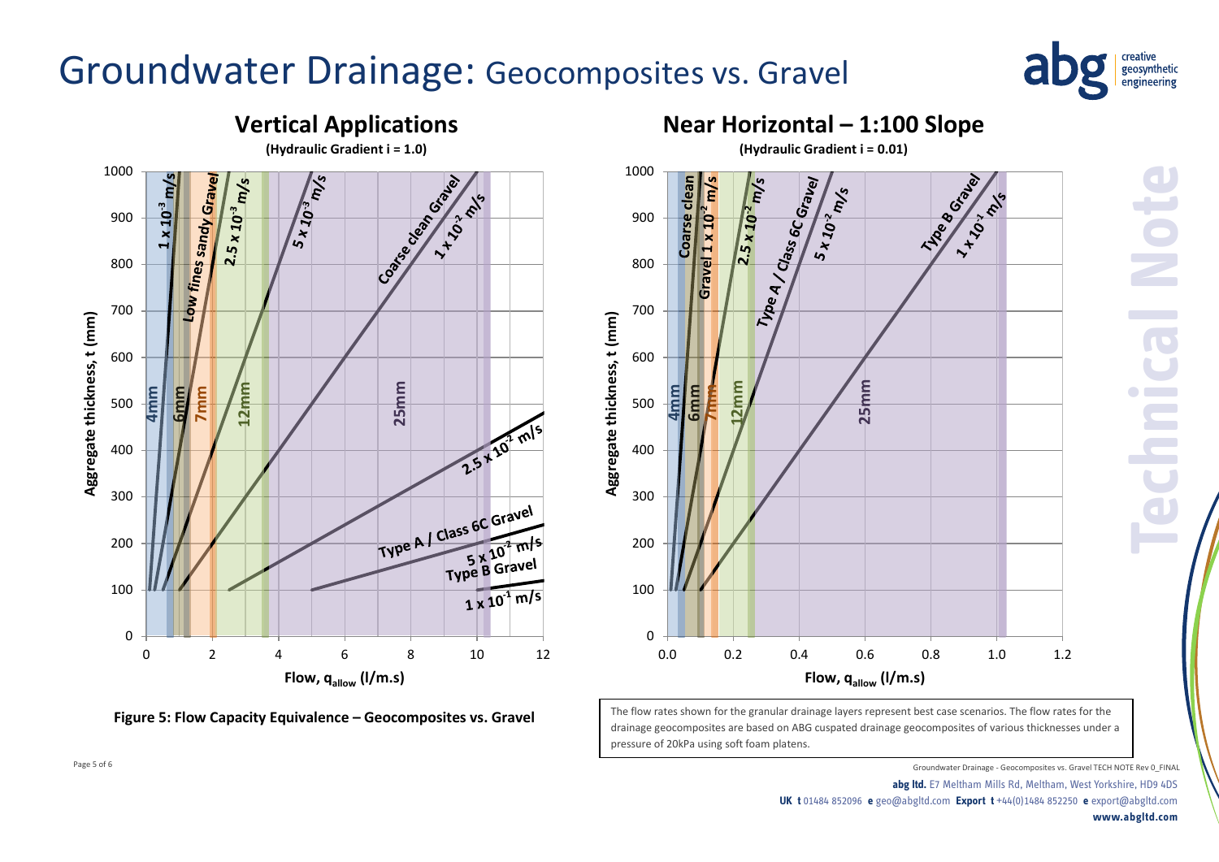# Groundwater Drainage: Geocomposites vs. Gravel

## Vertical Applications

(Hydraulic Gradient i = 1.0)

## Near Horizontal – 1:100 Slope

(Hydraulic Gradient i = 0.01)

**Figure 5: Flow Capacity Equivalence – Geocomposites vs. Gravel**

The flow rates shown for the granular drainage layers represent best case scenarios. The flow rates for the drainage geocomposites are based on ABG cuspated drainage geocomposites of various thicknesses under a pressure of 20kPa using soft foam platens.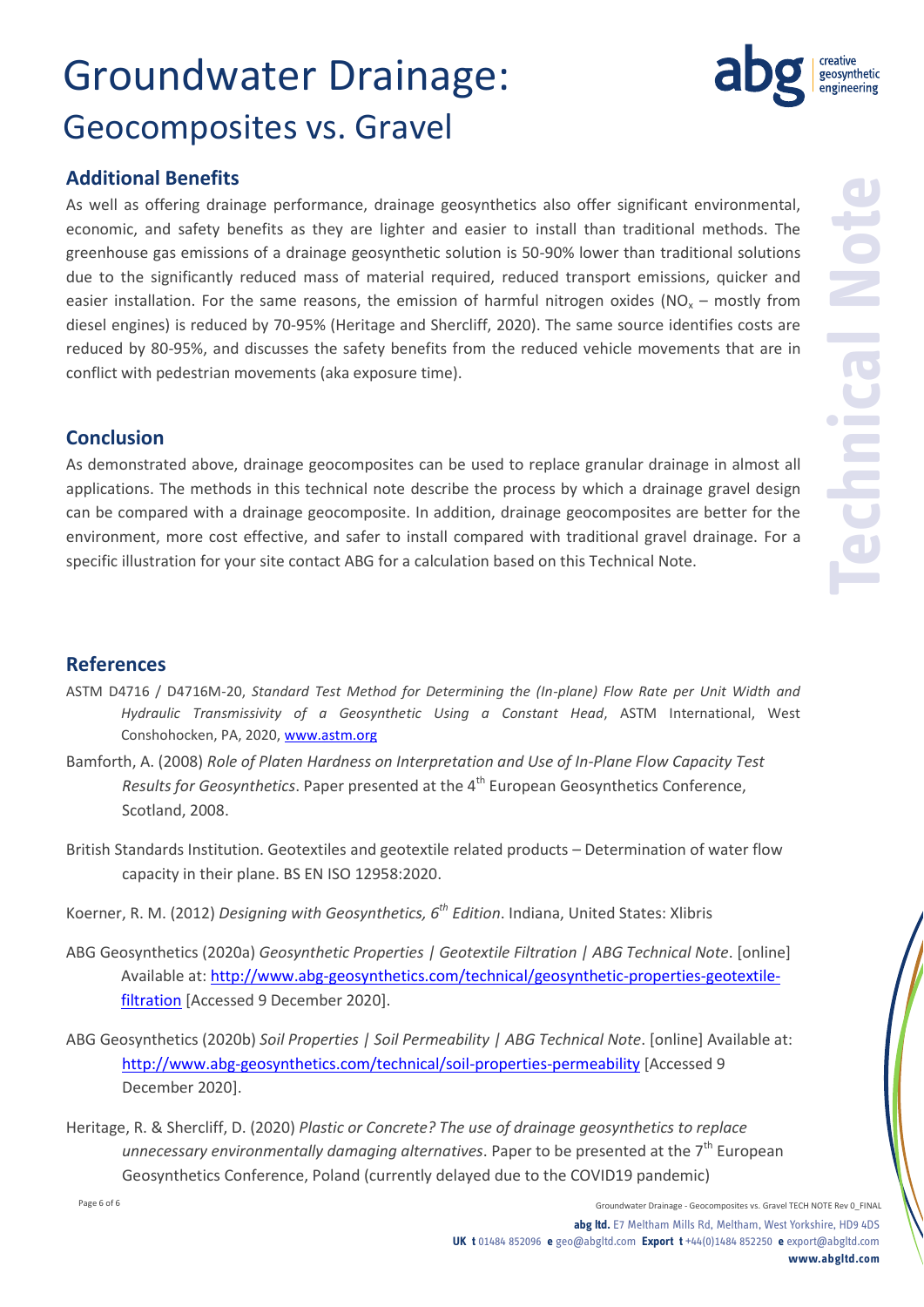# Groundwater Drainage:

## Geocomposites vs. Gravel

### Additional Benefits

As well as offering drainage performance, drainage geosynthetics also offer significant environmental, economic, and safety benefits as they are lighter and easier to install than traditional methods. The greenhouse gas emissions of a drainage geosynthetic solution is 50-90% lower than traditional solutions due to the significantly reduced mass of material required, reduced transport emissions, quicker and easier installation. For the same reasons, the emission of harmful nitrogen oxides ($NO_x$ – mostly from diesel engines) is reduced by 70-95% (Heritage and Shercliff, 2020). The same source identifies costs are reduced by 80-95%, and discusses the safety benefits from the reduced vehicle movements that are in conflict with pedestrian movements (aka exposure time).

### Conclusion

As demonstrated above, drainage geocomposites can be used to replace granular drainage in almost all applications. The methods in this technical note describe the process by which a drainage gravel design can be compared with a drainage geocomposite. In addition, drainage geocomposites are better for the environment, more cost effective, and safer to install compared with traditional gravel drainage. For a specific illustration for your site contact ABG for a calculation based on this Technical Note.

### References

ASTM D4716 / D4716M-20, *Standard Test Method for Determining the (In-plane) Flow Rate per Unit Width and Hydraulic Transmissivity of a Geosynthetic Using a Constant Head*, ASTM International, West Conshohocken, PA, 2020, www.astm.org

Bamforth, A. (2008) *Role of Platen Hardness on Interpretation and Use of In-Plane Flow Capacity Test Results for Geosynthetics*. Paper presented at the 4th European Geosynthetics Conference, Scotland, 2008.

British Standards Institution. Geotextiles and geotextile related products – Determination of water flow capacity in their plane. BS EN ISO 12958:2020.

Koerner, R. M. (2012) *Designing with Geosynthetics, 6th Edition*. Indiana, United States: Xlibris

ABG Geosynthetics (2020a) *Geosynthetic Properties | Geotextile Filtration | ABG Technical Note*. [online] Available at: http://www.abg-geosynthetics.com/technical/geosynthetic-properties-geotextile-filtration [Accessed 9 December 2020].

ABG Geosynthetics (2020b) *Soil Properties | Soil Permeability | ABG Technical Note*. [online] Available at: http://www.abg-geosynthetics.com/technical/soil-properties-permeability [Accessed 9 December 2020].

Heritage, R. & Shercliff, D. (2020) *Plastic or Concrete? The use of drainage geosynthetics to replace unnecessary environmentally damaging alternatives*. Paper to be presented at the 7th European Geosynthetics Conference, Poland (currently delayed due to the COVID19 pandemic)